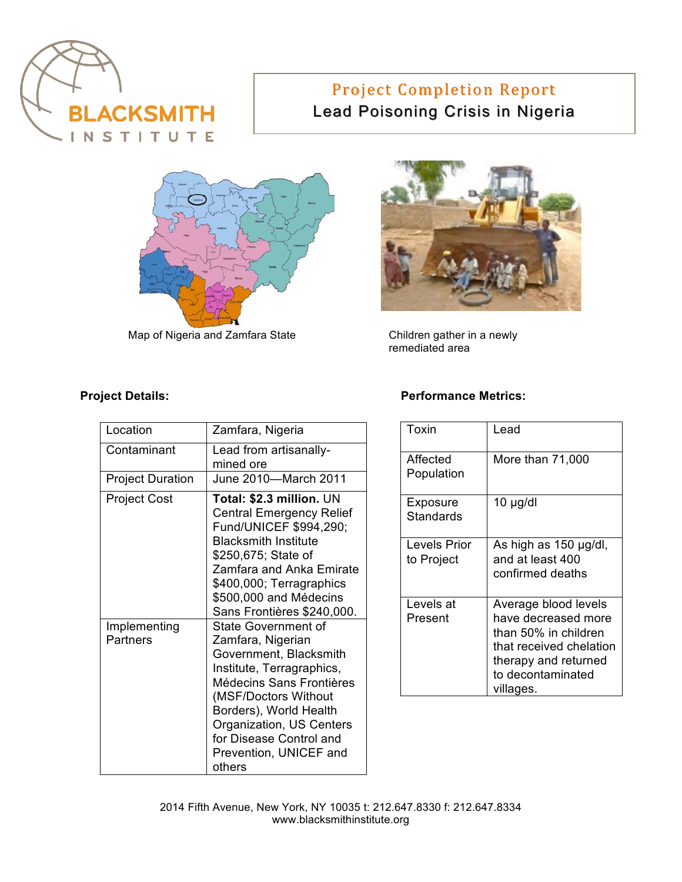# Project Completion Report

## Lead Poisoning Crisis in Nigeria

Map of Nigeria and Zamfara State

Children gather in a newly remediated area

**Project Details:**

| Location | Zamfara, Nigeria |
|---|---|
| Contaminant | Lead from artisanally-mined ore |
| Project Duration | June 2010—March 2011 |
| Project Cost | **Total: $2.3 million.** UN Central Emergency Relief Fund/UNICEF $994,290; Blacksmith Institute $250,675; State of Zamfara and Anka Emirate $400,000; Terragraphics $500,000 and Médecins Sans Frontières $240,000. |
| Implementing Partners | State Government of Zamfara, Nigerian Government, Blacksmith Institute, Terragraphics, Médecins Sans Frontières (MSF/Doctors Without Borders), World Health Organization, US Centers for Disease Control and Prevention, UNICEF and others |

**Performance Metrics:**

| Toxin | Lead |
|---|---|
| Affected Population | More than 71,000 |
| Exposure Standards | 10 µg/dl |
| Levels Prior to Project | As high as 150 µg/dl, and at least 400 confirmed deaths |
| Levels at Present | Average blood levels have decreased more than 50% in children that received chelation therapy and returned to decontaminated villages. |

2014 Fifth Avenue, New York, NY 10035 t: 212.647.8330 f: 212.647.8334
www.blacksmithinstitute.org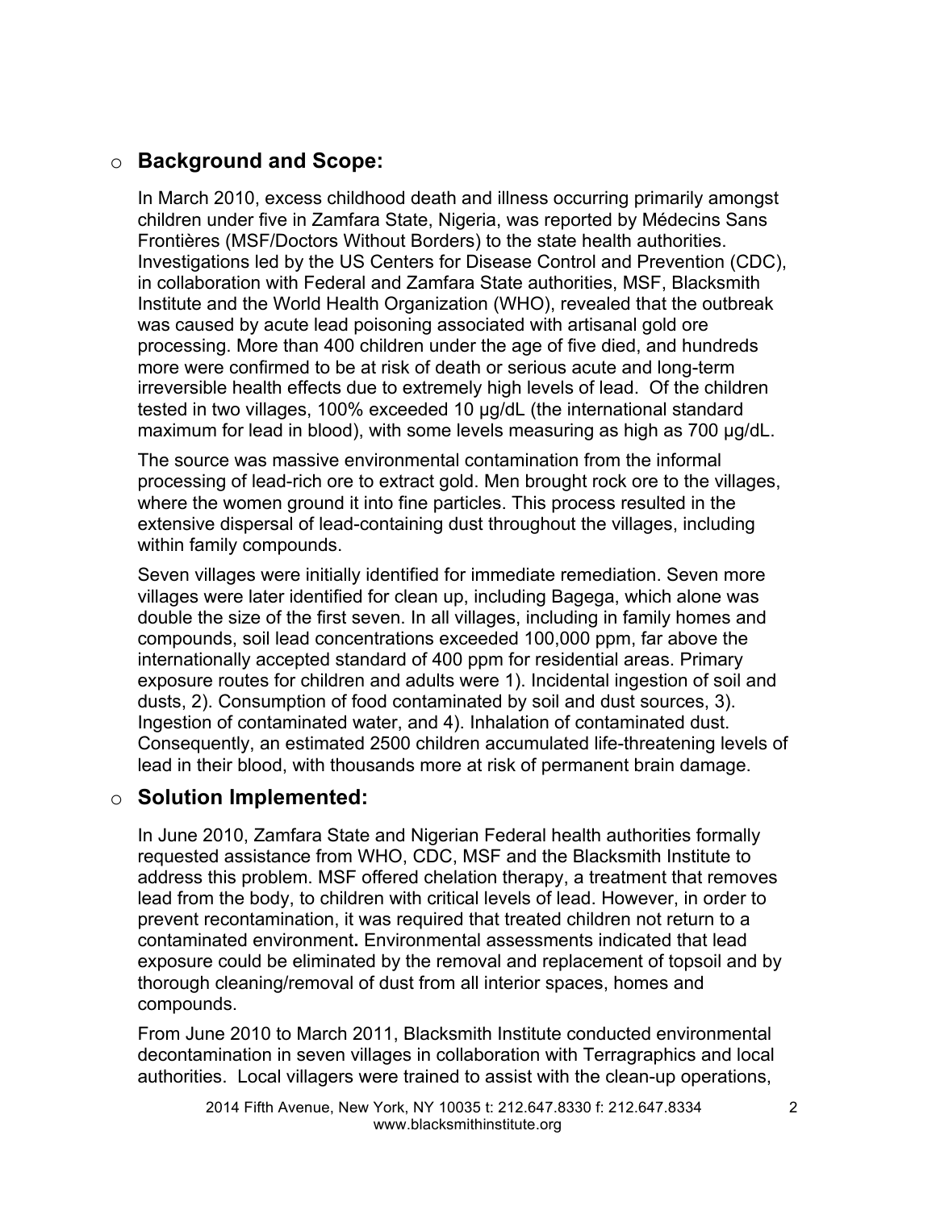- **Background and Scope:**

  In March 2010, excess childhood death and illness occurring primarily amongst children under five in Zamfara State, Nigeria, was reported by Médecins Sans Frontières (MSF/Doctors Without Borders) to the state health authorities. Investigations led by the US Centers for Disease Control and Prevention (CDC), in collaboration with Federal and Zamfara State authorities, MSF, Blacksmith Institute and the World Health Organization (WHO), revealed that the outbreak was caused by acute lead poisoning associated with artisanal gold ore processing. More than 400 children under the age of five died, and hundreds more were confirmed to be at risk of death or serious acute and long-term irreversible health effects due to extremely high levels of lead. Of the children tested in two villages, 100% exceeded 10 µg/dL (the international standard maximum for lead in blood), with some levels measuring as high as 700 µg/dL.

  The source was massive environmental contamination from the informal processing of lead-rich ore to extract gold. Men brought rock ore to the villages, where the women ground it into fine particles. This process resulted in the extensive dispersal of lead-containing dust throughout the villages, including within family compounds.

  Seven villages were initially identified for immediate remediation. Seven more villages were later identified for clean up, including Bagega, which alone was double the size of the first seven. In all villages, including in family homes and compounds, soil lead concentrations exceeded 100,000 ppm, far above the internationally accepted standard of 400 ppm for residential areas. Primary exposure routes for children and adults were 1). Incidental ingestion of soil and dusts, 2). Consumption of food contaminated by soil and dust sources, 3). Ingestion of contaminated water, and 4). Inhalation of contaminated dust. Consequently, an estimated 2500 children accumulated life-threatening levels of lead in their blood, with thousands more at risk of permanent brain damage.

- **Solution Implemented:**

  In June 2010, Zamfara State and Nigerian Federal health authorities formally requested assistance from WHO, CDC, MSF and the Blacksmith Institute to address this problem. MSF offered chelation therapy, a treatment that removes lead from the body, to children with critical levels of lead. However, in order to prevent recontamination, it was required that treated children not return to a contaminated environment**.** Environmental assessments indicated that lead exposure could be eliminated by the removal and replacement of topsoil and by thorough cleaning/removal of dust from all interior spaces, homes and compounds.

  From June 2010 to March 2011, Blacksmith Institute conducted environmental decontamination in seven villages in collaboration with Terragraphics and local authorities. Local villagers were trained to assist with the clean-up operations,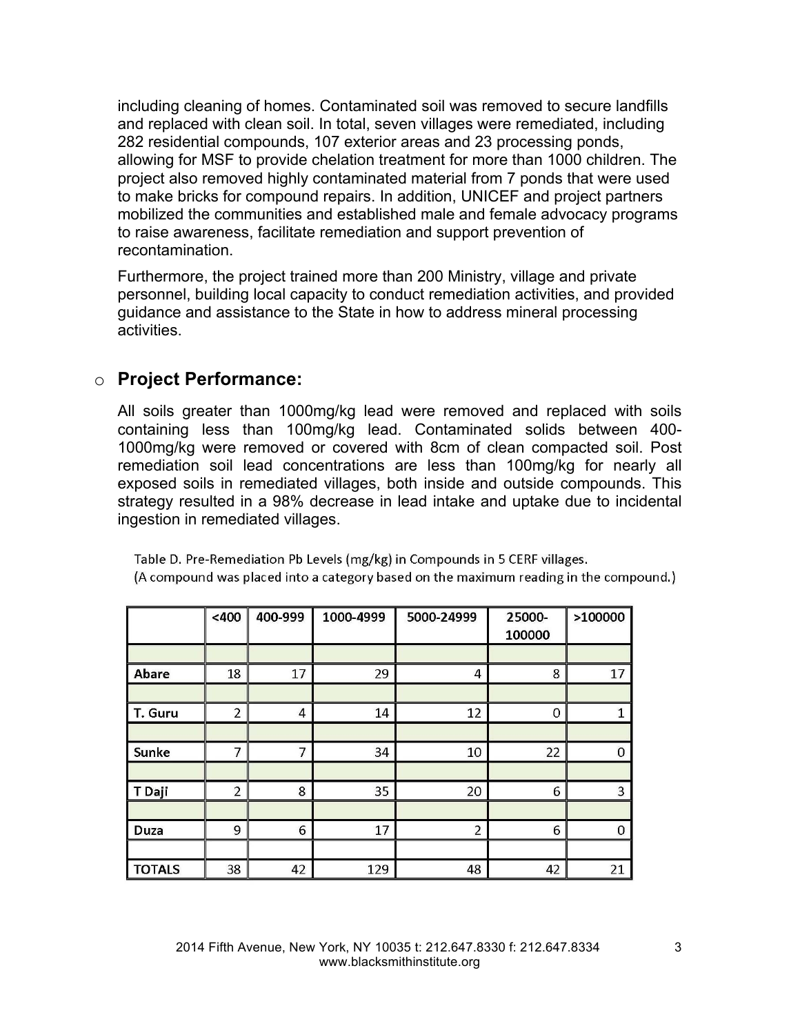including cleaning of homes. Contaminated soil was removed to secure landfills and replaced with clean soil. In total, seven villages were remediated, including 282 residential compounds, 107 exterior areas and 23 processing ponds, allowing for MSF to provide chelation treatment for more than 1000 children. The project also removed highly contaminated material from 7 ponds that were used to make bricks for compound repairs. In addition, UNICEF and project partners mobilized the communities and established male and female advocacy programs to raise awareness, facilitate remediation and support prevention of recontamination.

Furthermore, the project trained more than 200 Ministry, village and private personnel, building local capacity to conduct remediation activities, and provided guidance and assistance to the State in how to address mineral processing activities.

- ## Project Performance:

All soils greater than 1000mg/kg lead were removed and replaced with soils containing less than 100mg/kg lead. Contaminated solids between 400-1000mg/kg were removed or covered with 8cm of clean compacted soil. Post remediation soil lead concentrations are less than 100mg/kg for nearly all exposed soils in remediated villages, both inside and outside compounds. This strategy resulted in a 98% decrease in lead intake and uptake due to incidental ingestion in remediated villages.

Table D. Pre-Remediation Pb Levels (mg/kg) in Compounds in 5 CERF villages.
(A compound was placed into a category based on the maximum reading in the compound.)

| | <400 | 400-999 | 1000-4999 | 5000-24999 | 25000-100000 | >100000 |
|---|---|---|---|---|---|---|
| Abare | 18 | 17 | 29 | 4 | 8 | 17 |
| T. Guru | 2 | 4 | 14 | 12 | 0 | 1 |
| Sunke | 7 | 7 | 34 | 10 | 22 | 0 |
| T Daji | 2 | 8 | 35 | 20 | 6 | 3 |
| Duza | 9 | 6 | 17 | 2 | 6 | 0 |
| TOTALS | 38 | 42 | 129 | 48 | 42 | 21 |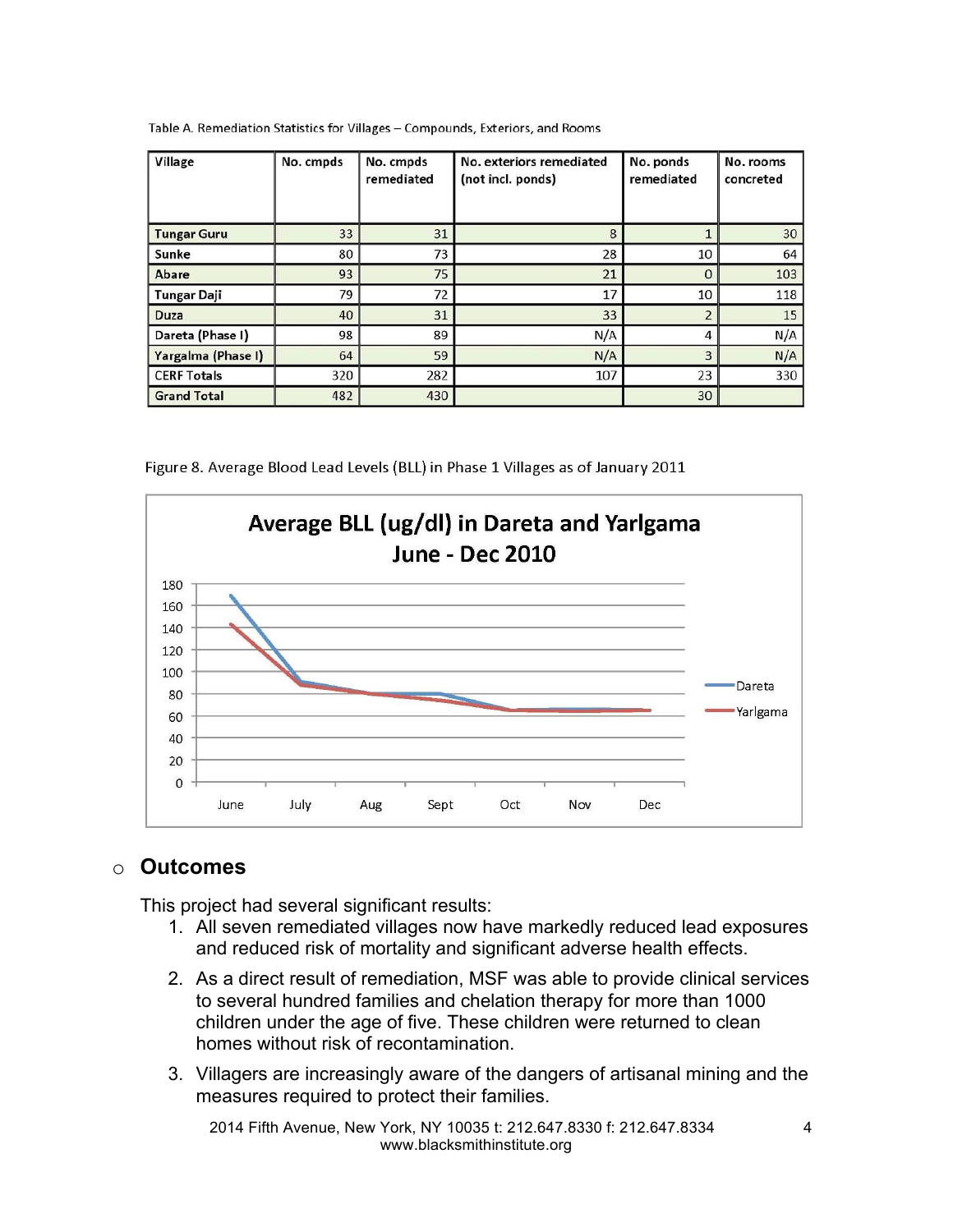Table A. Remediation Statistics for Villages – Compounds, Exteriors, and Rooms

| Village | No. cmpds | No. cmpds remediated | No. exteriors remediated (not incl. ponds) | No. ponds remediated | No. rooms concreted |
|---|---|---|---|---|---|
| Tungar Guru | 33 | 31 | 8 | 1 | 30 |
| Sunke | 80 | 73 | 28 | 10 | 64 |
| Abare | 93 | 75 | 21 | 0 | 103 |
| Tungar Daji | 79 | 72 | 17 | 10 | 118 |
| Duza | 40 | 31 | 33 | 2 | 15 |
| Dareta (Phase I) | 98 | 89 | N/A | 4 | N/A |
| Yargalma (Phase I) | 64 | 59 | N/A | 3 | N/A |
| CERF Totals | 320 | 282 | 107 | 23 | 330 |
| Grand Total | 482 | 430 | | 30 | |

Figure 8. Average Blood Lead Levels (BLL) in Phase 1 Villages as of January 2011

### Outcomes

This project had several significant results:

1. All seven remediated villages now have markedly reduced lead exposures and reduced risk of mortality and significant adverse health effects.
2. As a direct result of remediation, MSF was able to provide clinical services to several hundred families and chelation therapy for more than 1000 children under the age of five. These children were returned to clean homes without risk of recontamination.
3. Villagers are increasingly aware of the dangers of artisanal mining and the measures required to protect their families.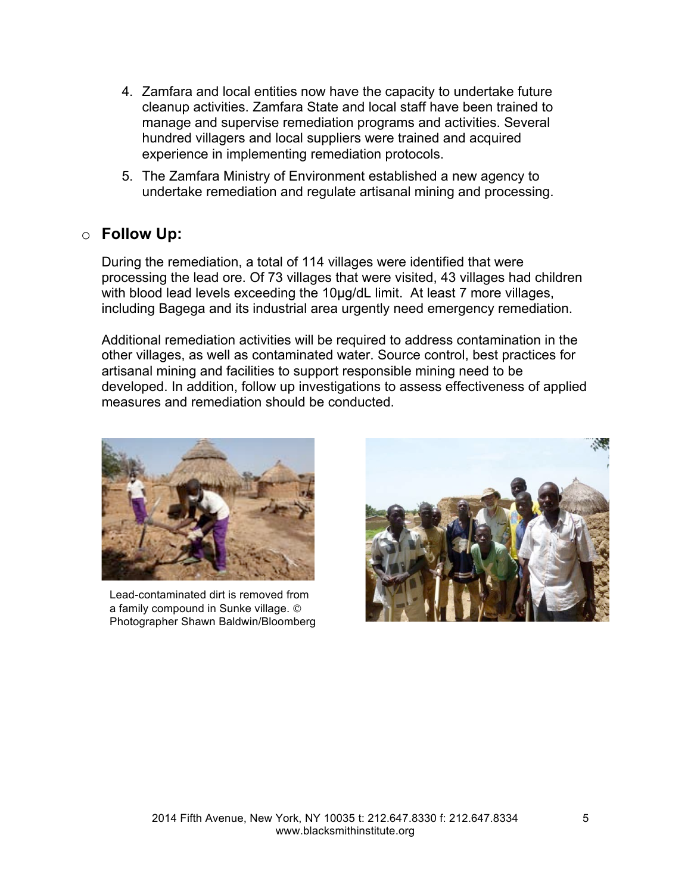4. Zamfara and local entities now have the capacity to undertake future cleanup activities. Zamfara State and local staff have been trained to manage and supervise remediation programs and activities. Several hundred villagers and local suppliers were trained and acquired experience in implementing remediation protocols.
5. The Zamfara Ministry of Environment established a new agency to undertake remediation and regulate artisanal mining and processing.

## Follow Up:

During the remediation, a total of 114 villages were identified that were processing the lead ore. Of 73 villages that were visited, 43 villages had children with blood lead levels exceeding the 10µg/dL limit. At least 7 more villages, including Bagega and its industrial area urgently need emergency remediation.

Additional remediation activities will be required to address contamination in the other villages, as well as contaminated water. Source control, best practices for artisanal mining and facilities to support responsible mining need to be developed. In addition, follow up investigations to assess effectiveness of applied measures and remediation should be conducted.

Lead-contaminated dirt is removed from a family compound in Sunke village. © Photographer Shawn Baldwin/Bloomberg